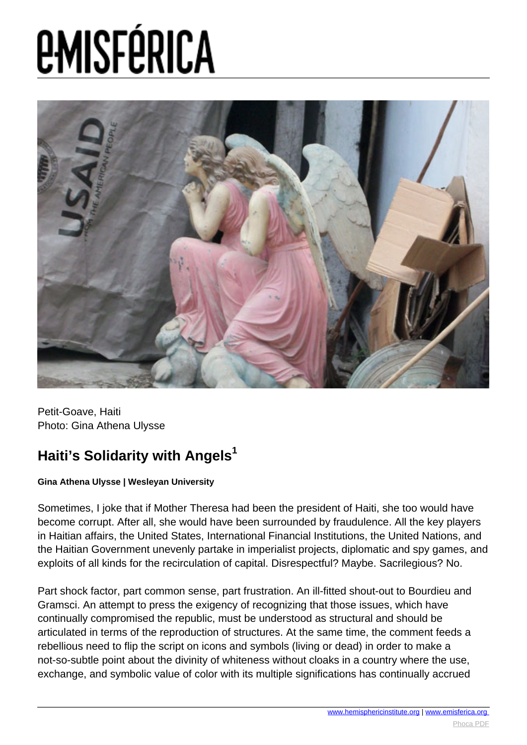Petit-Goave, Haiti
Photo: Gina Athena Ulysse

## Haiti's Solidarity with Angels[1]

**Gina Athena Ulysse | Wesleyan University**

Sometimes, I joke that if Mother Theresa had been the president of Haiti, she too would have become corrupt. After all, she would have been surrounded by fraudulence. All the key players in Haitian affairs, the United States, International Financial Institutions, the United Nations, and the Haitian Government unevenly partake in imperialist projects, diplomatic and spy games, and exploits of all kinds for the recirculation of capital. Disrespectful? Maybe. Sacrilegious? No.

Part shock factor, part common sense, part frustration. An ill-fitted shout-out to Bourdieu and Gramsci. An attempt to press the exigency of recognizing that those issues, which have continually compromised the republic, must be understood as structural and should be articulated in terms of the reproduction of structures. At the same time, the comment feeds a rebellious need to flip the script on icons and symbols (living or dead) in order to make a not-so-subtle point about the divinity of whiteness without cloaks in a country where the use, exchange, and symbolic value of color with its multiple significations has continually accrued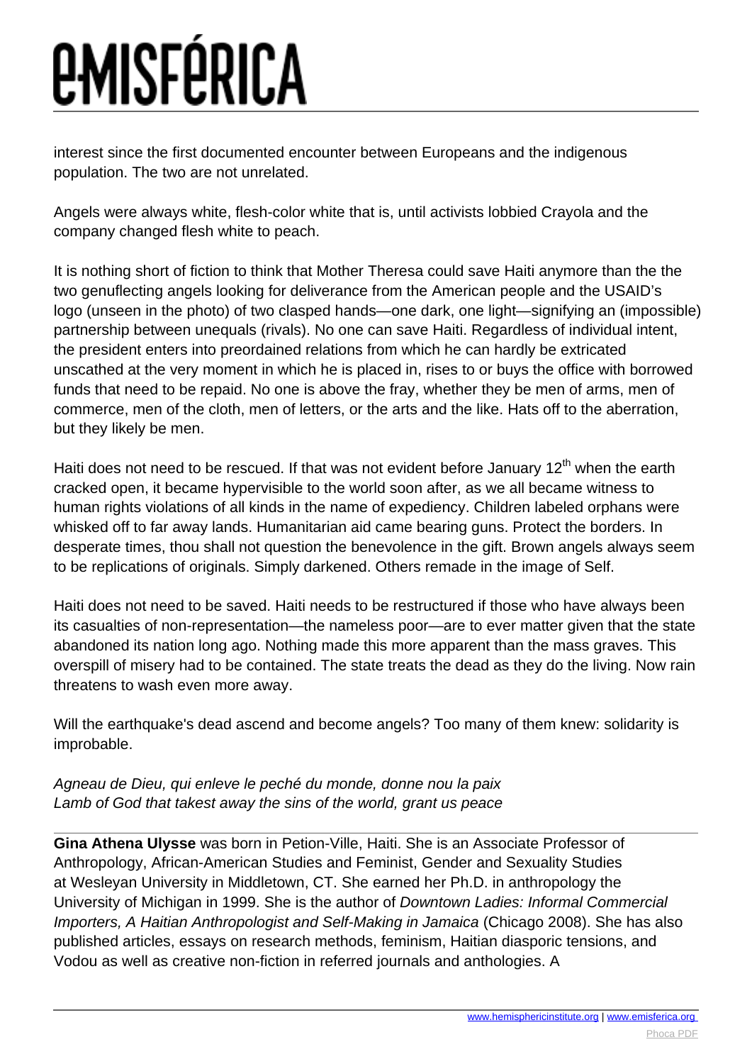interest since the first documented encounter between Europeans and the indigenous population. The two are not unrelated.

Angels were always white, flesh-color white that is, until activists lobbied Crayola and the company changed flesh white to peach.

It is nothing short of fiction to think that Mother Theresa could save Haiti anymore than the the two genuflecting angels looking for deliverance from the American people and the USAID's logo (unseen in the photo) of two clasped hands—one dark, one light—signifying an (impossible) partnership between unequals (rivals). No one can save Haiti. Regardless of individual intent, the president enters into preordained relations from which he can hardly be extricated unscathed at the very moment in which he is placed in, rises to or buys the office with borrowed funds that need to be repaid. No one is above the fray, whether they be men of arms, men of commerce, men of the cloth, men of letters, or the arts and the like. Hats off to the aberration, but they likely be men.

Haiti does not need to be rescued. If that was not evident before January 12th when the earth cracked open, it became hypervisible to the world soon after, as we all became witness to human rights violations of all kinds in the name of expediency. Children labeled orphans were whisked off to far away lands. Humanitarian aid came bearing guns. Protect the borders. In desperate times, thou shall not question the benevolence in the gift. Brown angels always seem to be replications of originals. Simply darkened. Others remade in the image of Self.

Haiti does not need to be saved. Haiti needs to be restructured if those who have always been its casualties of non-representation—the nameless poor—are to ever matter given that the state abandoned its nation long ago. Nothing made this more apparent than the mass graves. This overspill of misery had to be contained. The state treats the dead as they do the living. Now rain threatens to wash even more away.

Will the earthquake's dead ascend and become angels? Too many of them knew: solidarity is improbable.

*Agneau de Dieu, qui enleve le peché du monde, donne nou la paix*
*Lamb of God that takest away the sins of the world, grant us peace*

---

**Gina Athena Ulysse** was born in Petion-Ville, Haiti. She is an Associate Professor of Anthropology, African-American Studies and Feminist, Gender and Sexuality Studies at Wesleyan University in Middletown, CT. She earned her Ph.D. in anthropology the University of Michigan in 1999. She is the author of *Downtown Ladies: Informal Commercial Importers, A Haitian Anthropologist and Self-Making in Jamaica* (Chicago 2008). She has also published articles, essays on research methods, feminism, Haitian diasporic tensions, and Vodou as well as creative non-fiction in referred journals and anthologies. A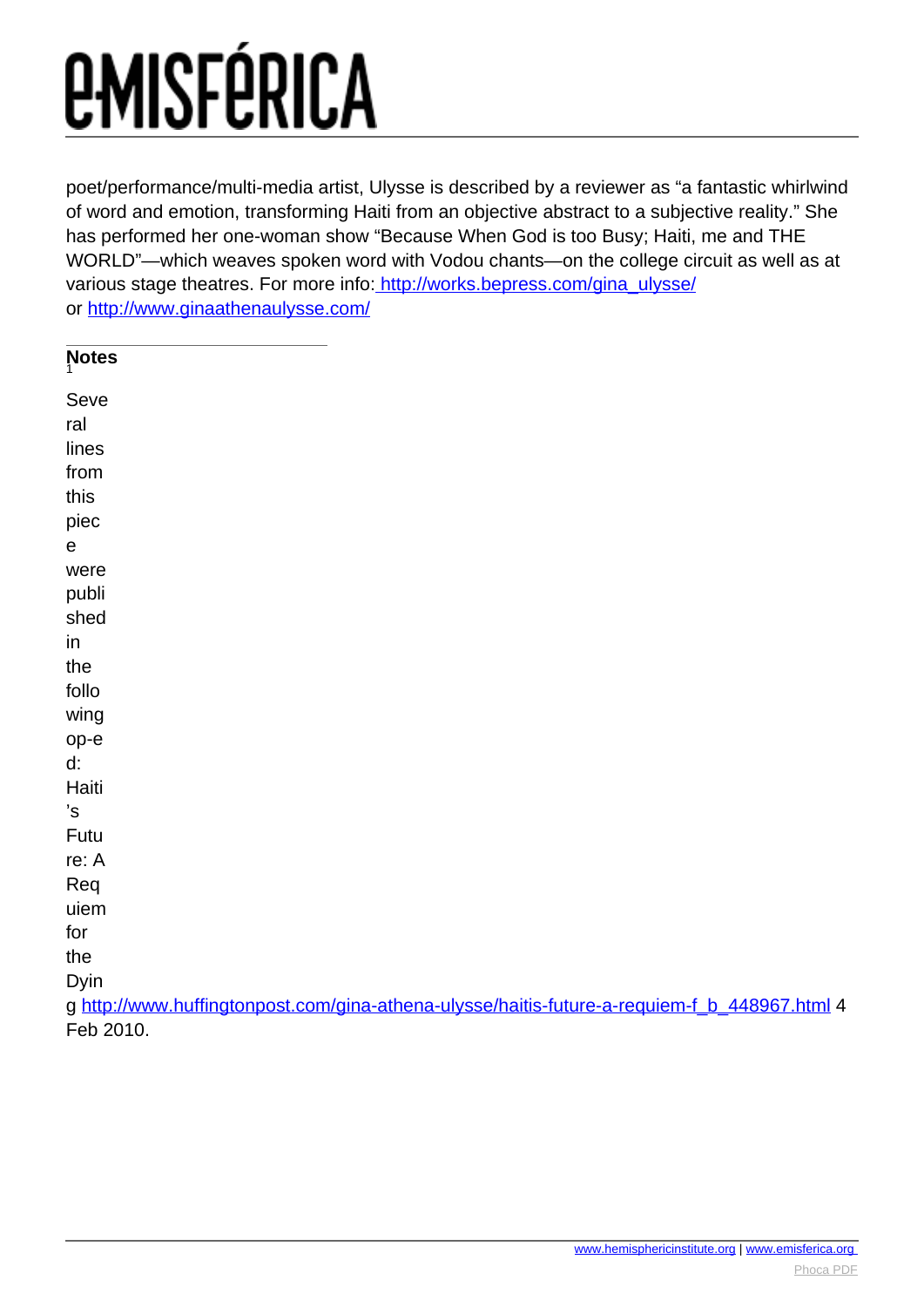poet/performance/multi-media artist, Ulysse is described by a reviewer as "a fantastic whirlwind of word and emotion, transforming Haiti from an objective abstract to a subjective reality." She has performed her one-woman show "Because When God is too Busy; Haiti, me and THE WORLD"—which weaves spoken word with Vodou chants—on the college circuit as well as at various stage theatres. For more info: http://works.bepress.com/gina_ulysse/ or http://www.ginaathenaulysse.com/

---

**Notes**

[1] Several lines from this piece were published in the following op-ed: Haiti's Future: A Requiem for the Dying http://www.huffingtonpost.com/gina-athena-ulysse/haitis-future-a-requiem-f_b_448967.html 4 Feb 2010.